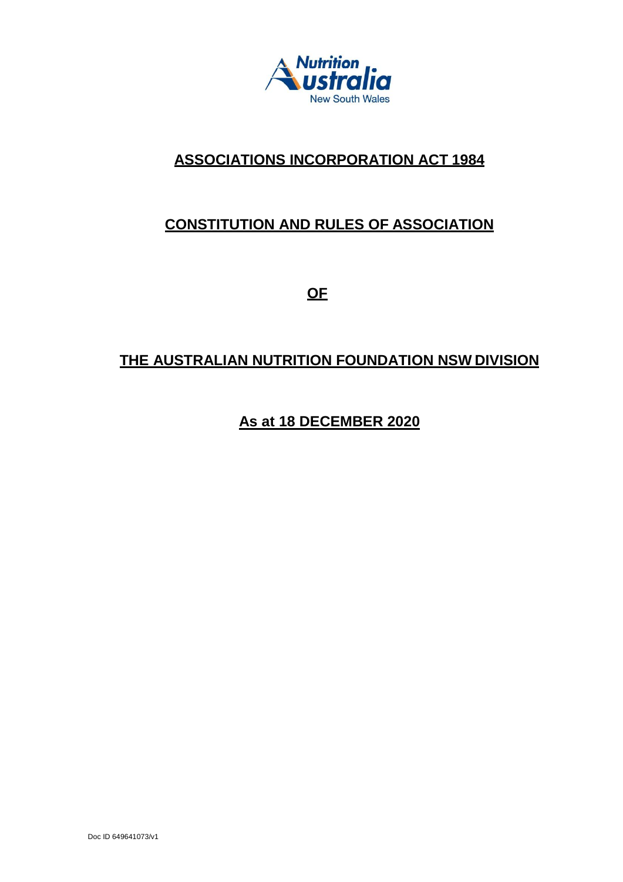# ASSOCIATIONS INCORPORATION ACT 1984

# CONSTITUTION AND RULES OF ASSOCIATION

# OF

# THE AUSTRALIAN NUTRITION FOUNDATION NSW DIVISION

## As at 18 DECEMBER 2020

Doc ID 649641073/v1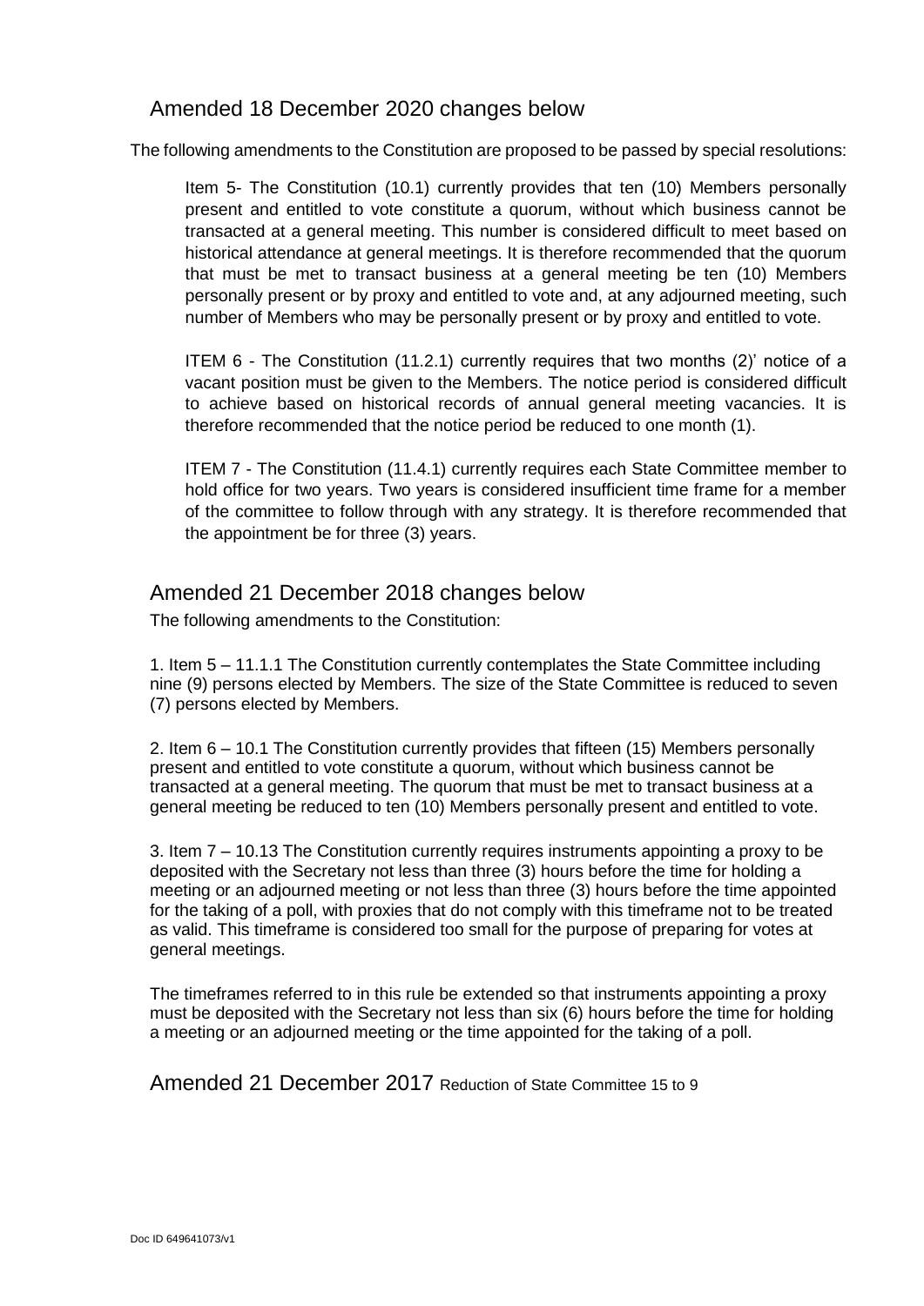## Amended 18 December 2020 changes below

The following amendments to the Constitution are proposed to be passed by special resolutions:

Item 5- The Constitution (10.1) currently provides that ten (10) Members personally present and entitled to vote constitute a quorum, without which business cannot be transacted at a general meeting. This number is considered difficult to meet based on historical attendance at general meetings. It is therefore recommended that the quorum that must be met to transact business at a general meeting be ten (10) Members personally present or by proxy and entitled to vote and, at any adjourned meeting, such number of Members who may be personally present or by proxy and entitled to vote.

ITEM 6 - The Constitution (11.2.1) currently requires that two months (2)' notice of a vacant position must be given to the Members. The notice period is considered difficult to achieve based on historical records of annual general meeting vacancies. It is therefore recommended that the notice period be reduced to one month (1).

ITEM 7 - The Constitution (11.4.1) currently requires each State Committee member to hold office for two years. Two years is considered insufficient time frame for a member of the committee to follow through with any strategy. It is therefore recommended that the appointment be for three (3) years.

## Amended 21 December 2018 changes below

The following amendments to the Constitution:

1. Item 5 – 11.1.1 The Constitution currently contemplates the State Committee including nine (9) persons elected by Members. The size of the State Committee is reduced to seven (7) persons elected by Members.

2. Item 6 – 10.1 The Constitution currently provides that fifteen (15) Members personally present and entitled to vote constitute a quorum, without which business cannot be transacted at a general meeting. The quorum that must be met to transact business at a general meeting be reduced to ten (10) Members personally present and entitled to vote.

3. Item 7 – 10.13 The Constitution currently requires instruments appointing a proxy to be deposited with the Secretary not less than three (3) hours before the time for holding a meeting or an adjourned meeting or not less than three (3) hours before the time appointed for the taking of a poll, with proxies that do not comply with this timeframe not to be treated as valid. This timeframe is considered too small for the purpose of preparing for votes at general meetings.

The timeframes referred to in this rule be extended so that instruments appointing a proxy must be deposited with the Secretary not less than six (6) hours before the time for holding a meeting or an adjourned meeting or the time appointed for the taking of a poll.

## Amended 21 December 2017 Reduction of State Committee 15 to 9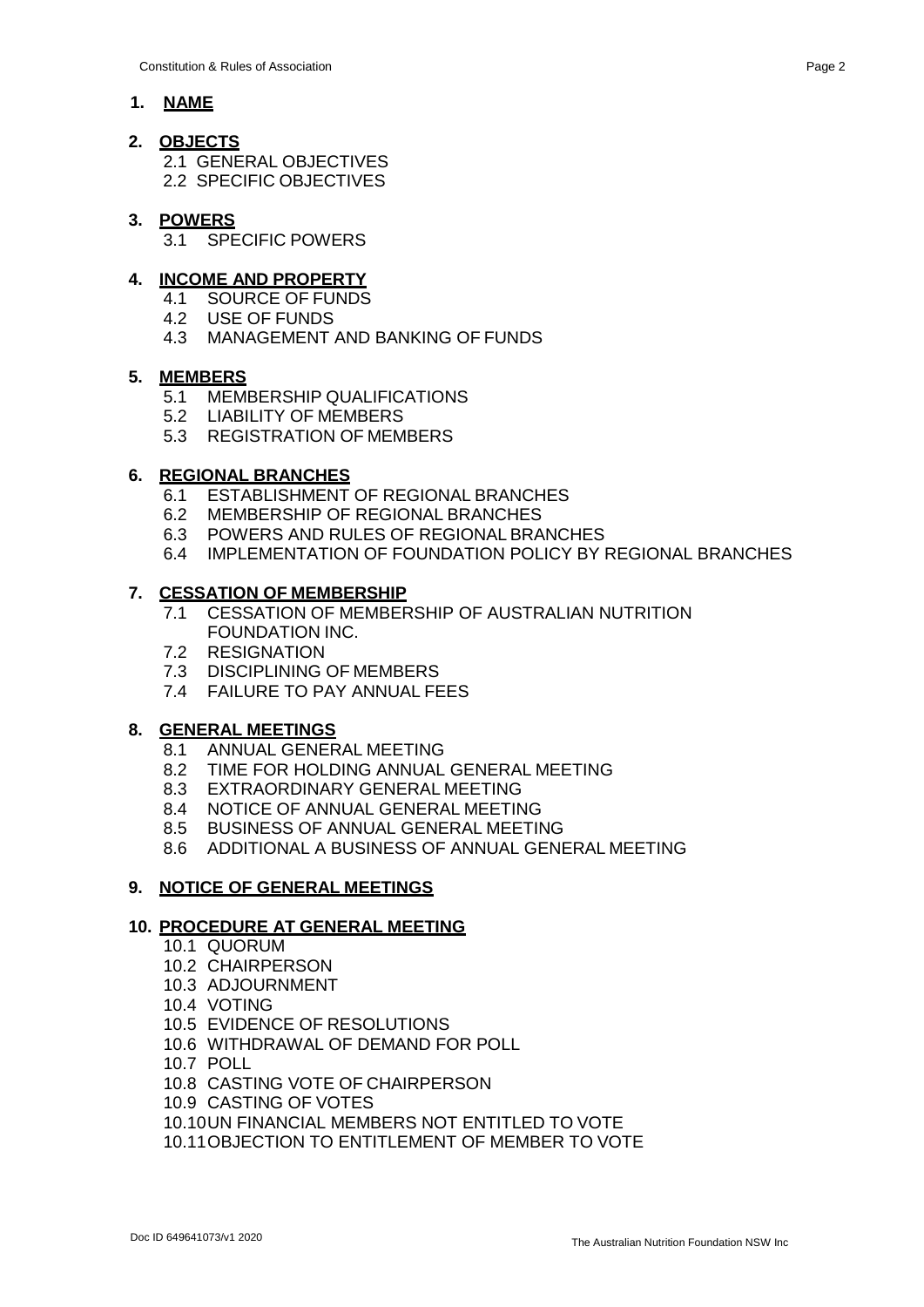**1. NAME**

**2. OBJECTS**

2.1 GENERAL OBJECTIVES
2.2 SPECIFIC OBJECTIVES

**3. POWERS**

3.1 SPECIFIC POWERS

**4. INCOME AND PROPERTY**

4.1 SOURCE OF FUNDS
4.2 USE OF FUNDS
4.3 MANAGEMENT AND BANKING OF FUNDS

**5. MEMBERS**

5.1 MEMBERSHIP QUALIFICATIONS
5.2 LIABILITY OF MEMBERS
5.3 REGISTRATION OF MEMBERS

**6. REGIONAL BRANCHES**

6.1 ESTABLISHMENT OF REGIONAL BRANCHES
6.2 MEMBERSHIP OF REGIONAL BRANCHES
6.3 POWERS AND RULES OF REGIONAL BRANCHES
6.4 IMPLEMENTATION OF FOUNDATION POLICY BY REGIONAL BRANCHES

**7. CESSATION OF MEMBERSHIP**

7.1 CESSATION OF MEMBERSHIP OF AUSTRALIAN NUTRITION FOUNDATION INC.
7.2 RESIGNATION
7.3 DISCIPLINING OF MEMBERS
7.4 FAILURE TO PAY ANNUAL FEES

**8. GENERAL MEETINGS**

8.1 ANNUAL GENERAL MEETING
8.2 TIME FOR HOLDING ANNUAL GENERAL MEETING
8.3 EXTRAORDINARY GENERAL MEETING
8.4 NOTICE OF ANNUAL GENERAL MEETING
8.5 BUSINESS OF ANNUAL GENERAL MEETING
8.6 ADDITIONAL A BUSINESS OF ANNUAL GENERAL MEETING

**9. NOTICE OF GENERAL MEETINGS**

**10. PROCEDURE AT GENERAL MEETING**

10.1 QUORUM
10.2 CHAIRPERSON
10.3 ADJOURNMENT
10.4 VOTING
10.5 EVIDENCE OF RESOLUTIONS
10.6 WITHDRAWAL OF DEMAND FOR POLL
10.7 POLL
10.8 CASTING VOTE OF CHAIRPERSON
10.9 CASTING OF VOTES
10.10 UN FINANCIAL MEMBERS NOT ENTITLED TO VOTE
10.11 OBJECTION TO ENTITLEMENT OF MEMBER TO VOTE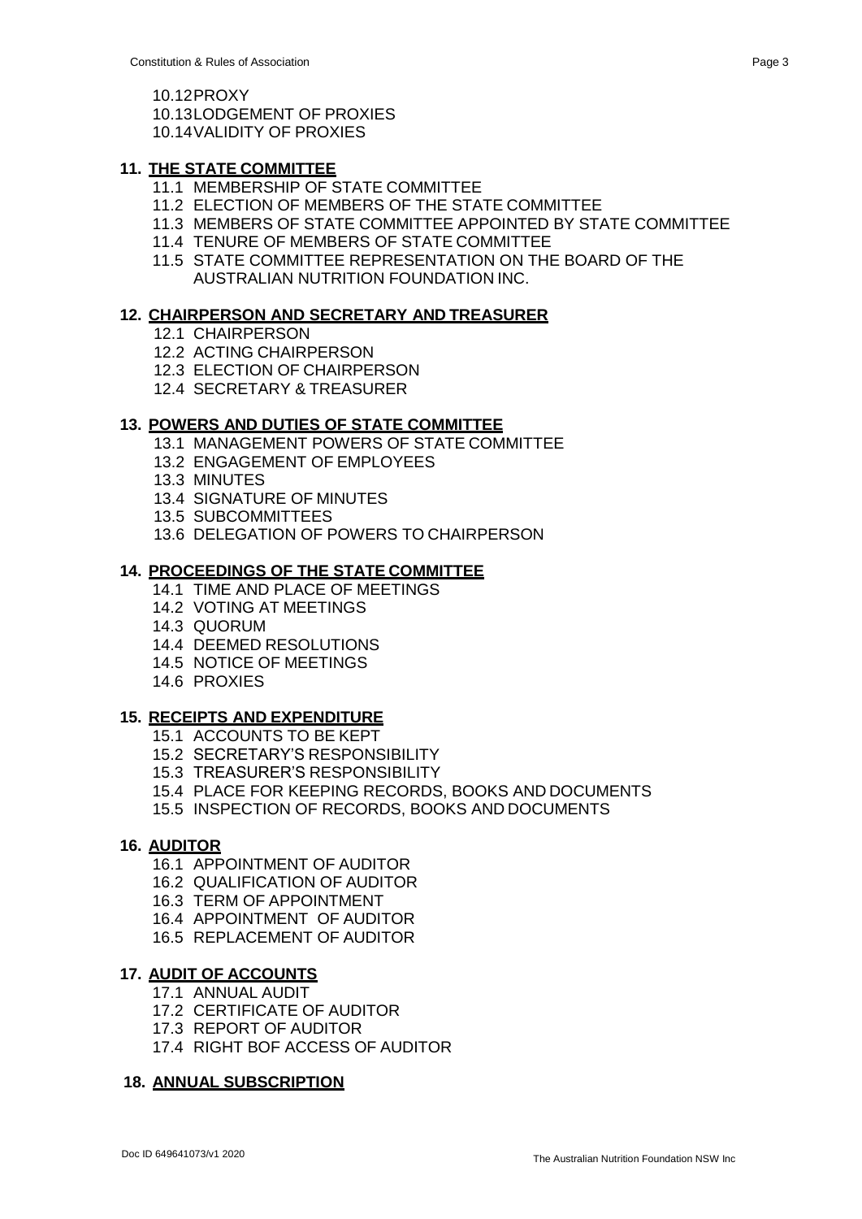10.12 PROXY
10.13 LODGEMENT OF PROXIES
10.14 VALIDITY OF PROXIES

**11. THE STATE COMMITTEE**

- 11.1 MEMBERSHIP OF STATE COMMITTEE
- 11.2 ELECTION OF MEMBERS OF THE STATE COMMITTEE
- 11.3 MEMBERS OF STATE COMMITTEE APPOINTED BY STATE COMMITTEE
- 11.4 TENURE OF MEMBERS OF STATE COMMITTEE
- 11.5 STATE COMMITTEE REPRESENTATION ON THE BOARD OF THE AUSTRALIAN NUTRITION FOUNDATION INC.

**12. CHAIRPERSON AND SECRETARY AND TREASURER**

- 12.1 CHAIRPERSON
- 12.2 ACTING CHAIRPERSON
- 12.3 ELECTION OF CHAIRPERSON
- 12.4 SECRETARY & TREASURER

**13. POWERS AND DUTIES OF STATE COMMITTEE**

- 13.1 MANAGEMENT POWERS OF STATE COMMITTEE
- 13.2 ENGAGEMENT OF EMPLOYEES
- 13.3 MINUTES
- 13.4 SIGNATURE OF MINUTES
- 13.5 SUBCOMMITTEES
- 13.6 DELEGATION OF POWERS TO CHAIRPERSON

**14. PROCEEDINGS OF THE STATE COMMITTEE**

- 14.1 TIME AND PLACE OF MEETINGS
- 14.2 VOTING AT MEETINGS
- 14.3 QUORUM
- 14.4 DEEMED RESOLUTIONS
- 14.5 NOTICE OF MEETINGS
- 14.6 PROXIES

**15. RECEIPTS AND EXPENDITURE**

- 15.1 ACCOUNTS TO BE KEPT
- 15.2 SECRETARY'S RESPONSIBILITY
- 15.3 TREASURER'S RESPONSIBILITY
- 15.4 PLACE FOR KEEPING RECORDS, BOOKS AND DOCUMENTS
- 15.5 INSPECTION OF RECORDS, BOOKS AND DOCUMENTS

**16. AUDITOR**

- 16.1 APPOINTMENT OF AUDITOR
- 16.2 QUALIFICATION OF AUDITOR
- 16.3 TERM OF APPOINTMENT
- 16.4 APPOINTMENT OF AUDITOR
- 16.5 REPLACEMENT OF AUDITOR

**17. AUDIT OF ACCOUNTS**

- 17.1 ANNUAL AUDIT
- 17.2 CERTIFICATE OF AUDITOR
- 17.3 REPORT OF AUDITOR
- 17.4 RIGHT BOF ACCESS OF AUDITOR

**18. ANNUAL SUBSCRIPTION**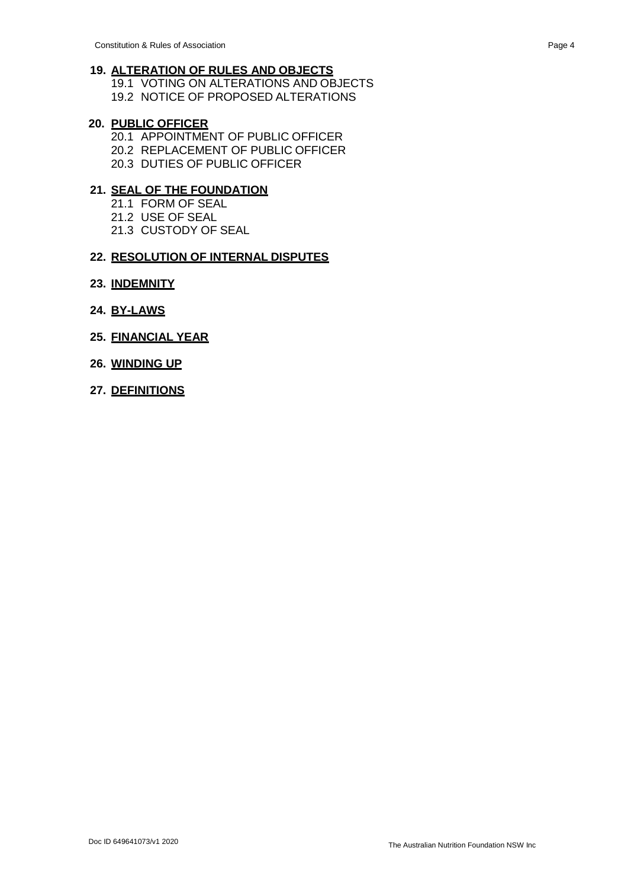**19. ALTERATION OF RULES AND OBJECTS**

- 19.1 VOTING ON ALTERATIONS AND OBJECTS
- 19.2 NOTICE OF PROPOSED ALTERATIONS

**20. PUBLIC OFFICER**

- 20.1 APPOINTMENT OF PUBLIC OFFICER
- 20.2 REPLACEMENT OF PUBLIC OFFICER
- 20.3 DUTIES OF PUBLIC OFFICER

**21. SEAL OF THE FOUNDATION**

- 21.1 FORM OF SEAL
- 21.2 USE OF SEAL
- 21.3 CUSTODY OF SEAL

**22. RESOLUTION OF INTERNAL DISPUTES**

**23. INDEMNITY**

**24. BY-LAWS**

**25. FINANCIAL YEAR**

**26. WINDING UP**

**27. DEFINITIONS**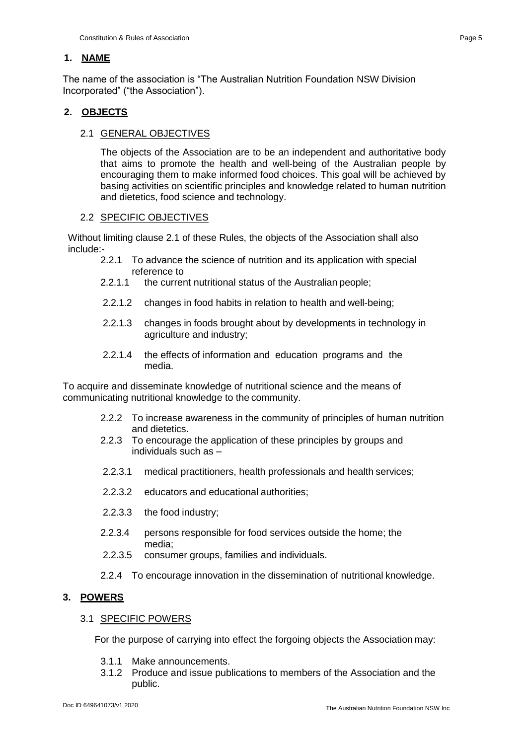## 1. NAME

The name of the association is "The Australian Nutrition Foundation NSW Division Incorporated" ("the Association").

## 2. OBJECTS

### 2.1 GENERAL OBJECTIVES

The objects of the Association are to be an independent and authoritative body that aims to promote the health and well-being of the Australian people by encouraging them to make informed food choices. This goal will be achieved by basing activities on scientific principles and knowledge related to human nutrition and dietetics, food science and technology.

### 2.2 SPECIFIC OBJECTIVES

Without limiting clause 2.1 of these Rules, the objects of the Association shall also include:-

2.2.1 To advance the science of nutrition and its application with special reference to

2.2.1.1 the current nutritional status of the Australian people;

2.2.1.2 changes in food habits in relation to health and well-being;

2.2.1.3 changes in foods brought about by developments in technology in agriculture and industry;

2.2.1.4 the effects of information and education programs and the media.

To acquire and disseminate knowledge of nutritional science and the means of communicating nutritional knowledge to the community.

2.2.2 To increase awareness in the community of principles of human nutrition and dietetics.

2.2.3 To encourage the application of these principles by groups and individuals such as –

2.2.3.1 medical practitioners, health professionals and health services;

2.2.3.2 educators and educational authorities;

2.2.3.3 the food industry;

2.2.3.4 persons responsible for food services outside the home; the media;

2.2.3.5 consumer groups, families and individuals.

2.2.4 To encourage innovation in the dissemination of nutritional knowledge.

## 3. POWERS

### 3.1 SPECIFIC POWERS

For the purpose of carrying into effect the forgoing objects the Association may:

3.1.1 Make announcements.

3.1.2 Produce and issue publications to members of the Association and the public.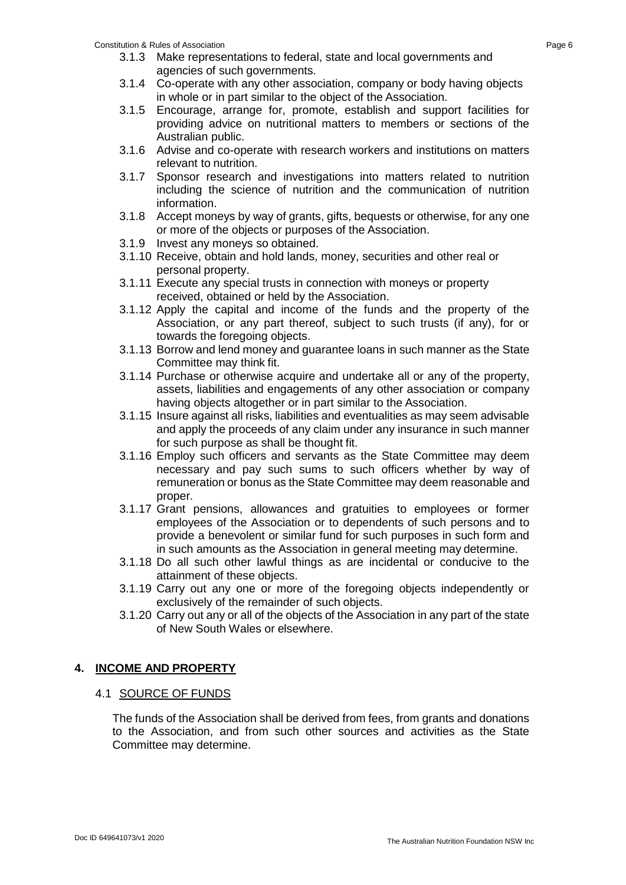3.1.3 Make representations to federal, state and local governments and agencies of such governments.

3.1.4 Co-operate with any other association, company or body having objects in whole or in part similar to the object of the Association.

3.1.5 Encourage, arrange for, promote, establish and support facilities for providing advice on nutritional matters to members or sections of the Australian public.

3.1.6 Advise and co-operate with research workers and institutions on matters relevant to nutrition.

3.1.7 Sponsor research and investigations into matters related to nutrition including the science of nutrition and the communication of nutrition information.

3.1.8 Accept moneys by way of grants, gifts, bequests or otherwise, for any one or more of the objects or purposes of the Association.

3.1.9 Invest any moneys so obtained.

3.1.10 Receive, obtain and hold lands, money, securities and other real or personal property.

3.1.11 Execute any special trusts in connection with moneys or property received, obtained or held by the Association.

3.1.12 Apply the capital and income of the funds and the property of the Association, or any part thereof, subject to such trusts (if any), for or towards the foregoing objects.

3.1.13 Borrow and lend money and guarantee loans in such manner as the State Committee may think fit.

3.1.14 Purchase or otherwise acquire and undertake all or any of the property, assets, liabilities and engagements of any other association or company having objects altogether or in part similar to the Association.

3.1.15 Insure against all risks, liabilities and eventualities as may seem advisable and apply the proceeds of any claim under any insurance in such manner for such purpose as shall be thought fit.

3.1.16 Employ such officers and servants as the State Committee may deem necessary and pay such sums to such officers whether by way of remuneration or bonus as the State Committee may deem reasonable and proper.

3.1.17 Grant pensions, allowances and gratuities to employees or former employees of the Association or to dependents of such persons and to provide a benevolent or similar fund for such purposes in such form and in such amounts as the Association in general meeting may determine.

3.1.18 Do all such other lawful things as are incidental or conducive to the attainment of these objects.

3.1.19 Carry out any one or more of the foregoing objects independently or exclusively of the remainder of such objects.

3.1.20 Carry out any or all of the objects of the Association in any part of the state of New South Wales or elsewhere.

## 4. INCOME AND PROPERTY

### 4.1 SOURCE OF FUNDS

The funds of the Association shall be derived from fees, from grants and donations to the Association, and from such other sources and activities as the State Committee may determine.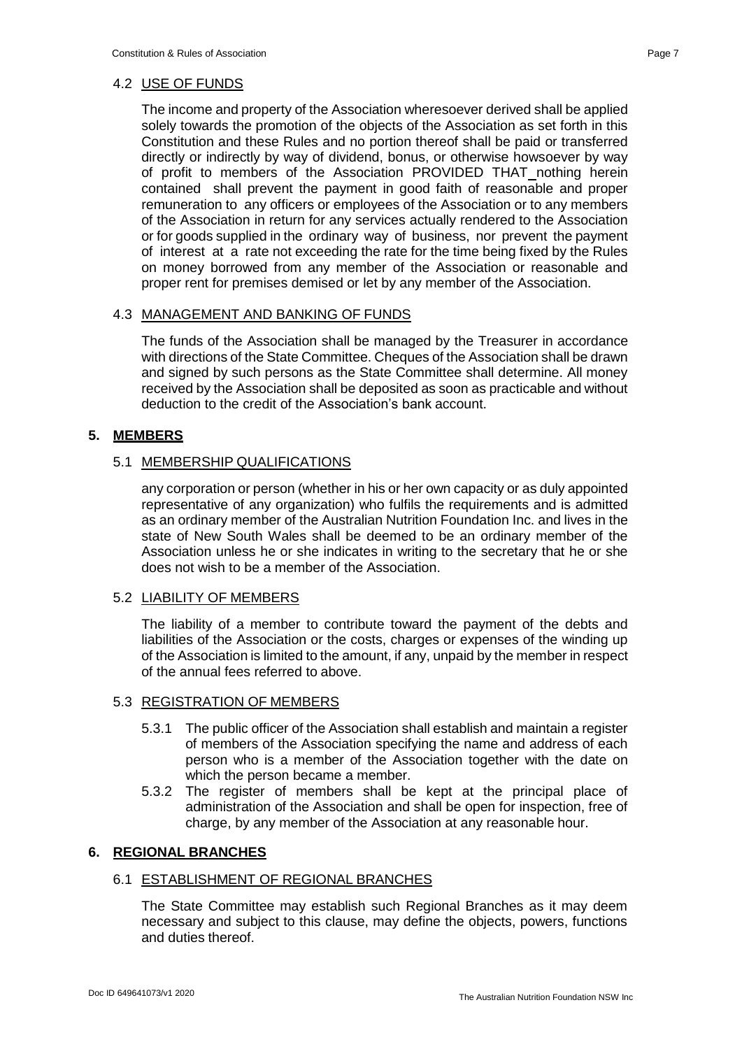### 4.2 USE OF FUNDS

The income and property of the Association wheresoever derived shall be applied solely towards the promotion of the objects of the Association as set forth in this Constitution and these Rules and no portion thereof shall be paid or transferred directly or indirectly by way of dividend, bonus, or otherwise howsoever by way of profit to members of the Association PROVIDED THAT nothing herein contained shall prevent the payment in good faith of reasonable and proper remuneration to any officers or employees of the Association or to any members of the Association in return for any services actually rendered to the Association or for goods supplied in the ordinary way of business, nor prevent the payment of interest at a rate not exceeding the rate for the time being fixed by the Rules on money borrowed from any member of the Association or reasonable and proper rent for premises demised or let by any member of the Association.

### 4.3 MANAGEMENT AND BANKING OF FUNDS

The funds of the Association shall be managed by the Treasurer in accordance with directions of the State Committee. Cheques of the Association shall be drawn and signed by such persons as the State Committee shall determine. All money received by the Association shall be deposited as soon as practicable and without deduction to the credit of the Association's bank account.

## 5. MEMBERS

### 5.1 MEMBERSHIP QUALIFICATIONS

any corporation or person (whether in his or her own capacity or as duly appointed representative of any organization) who fulfils the requirements and is admitted as an ordinary member of the Australian Nutrition Foundation Inc. and lives in the state of New South Wales shall be deemed to be an ordinary member of the Association unless he or she indicates in writing to the secretary that he or she does not wish to be a member of the Association.

### 5.2 LIABILITY OF MEMBERS

The liability of a member to contribute toward the payment of the debts and liabilities of the Association or the costs, charges or expenses of the winding up of the Association is limited to the amount, if any, unpaid by the member in respect of the annual fees referred to above.

### 5.3 REGISTRATION OF MEMBERS

5.3.1 The public officer of the Association shall establish and maintain a register of members of the Association specifying the name and address of each person who is a member of the Association together with the date on which the person became a member.

5.3.2 The register of members shall be kept at the principal place of administration of the Association and shall be open for inspection, free of charge, by any member of the Association at any reasonable hour.

## 6. REGIONAL BRANCHES

### 6.1 ESTABLISHMENT OF REGIONAL BRANCHES

The State Committee may establish such Regional Branches as it may deem necessary and subject to this clause, may define the objects, powers, functions and duties thereof.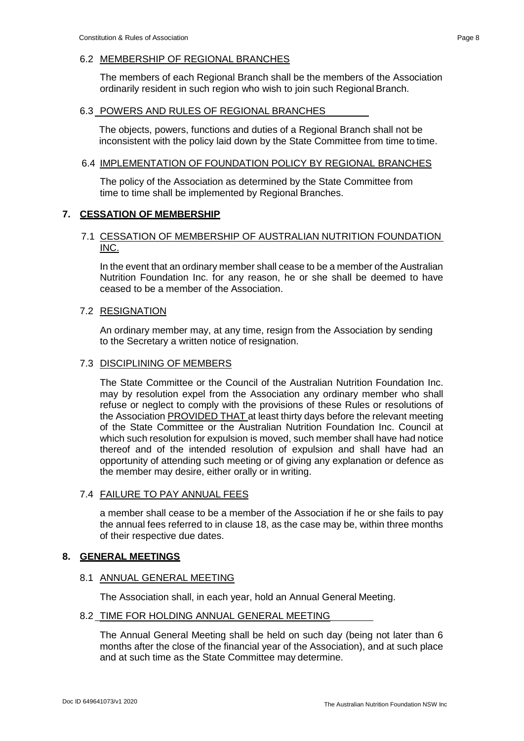### 6.2 MEMBERSHIP OF REGIONAL BRANCHES

The members of each Regional Branch shall be the members of the Association ordinarily resident in such region who wish to join such Regional Branch.

### 6.3 POWERS AND RULES OF REGIONAL BRANCHES

The objects, powers, functions and duties of a Regional Branch shall not be inconsistent with the policy laid down by the State Committee from time to time.

### 6.4 IMPLEMENTATION OF FOUNDATION POLICY BY REGIONAL BRANCHES

The policy of the Association as determined by the State Committee from time to time shall be implemented by Regional Branches.

## 7. CESSATION OF MEMBERSHIP

### 7.1 CESSATION OF MEMBERSHIP OF AUSTRALIAN NUTRITION FOUNDATION INC.

In the event that an ordinary member shall cease to be a member of the Australian Nutrition Foundation Inc. for any reason, he or she shall be deemed to have ceased to be a member of the Association.

### 7.2 RESIGNATION

An ordinary member may, at any time, resign from the Association by sending to the Secretary a written notice of resignation.

### 7.3 DISCIPLINING OF MEMBERS

The State Committee or the Council of the Australian Nutrition Foundation Inc. may by resolution expel from the Association any ordinary member who shall refuse or neglect to comply with the provisions of these Rules or resolutions of the Association PROVIDED THAT at least thirty days before the relevant meeting of the State Committee or the Australian Nutrition Foundation Inc. Council at which such resolution for expulsion is moved, such member shall have had notice thereof and of the intended resolution of expulsion and shall have had an opportunity of attending such meeting or of giving any explanation or defence as the member may desire, either orally or in writing.

### 7.4 FAILURE TO PAY ANNUAL FEES

a member shall cease to be a member of the Association if he or she fails to pay the annual fees referred to in clause 18, as the case may be, within three months of their respective due dates.

## 8. GENERAL MEETINGS

### 8.1 ANNUAL GENERAL MEETING

The Association shall, in each year, hold an Annual General Meeting.

### 8.2 TIME FOR HOLDING ANNUAL GENERAL MEETING

The Annual General Meeting shall be held on such day (being not later than 6 months after the close of the financial year of the Association), and at such place and at such time as the State Committee may determine.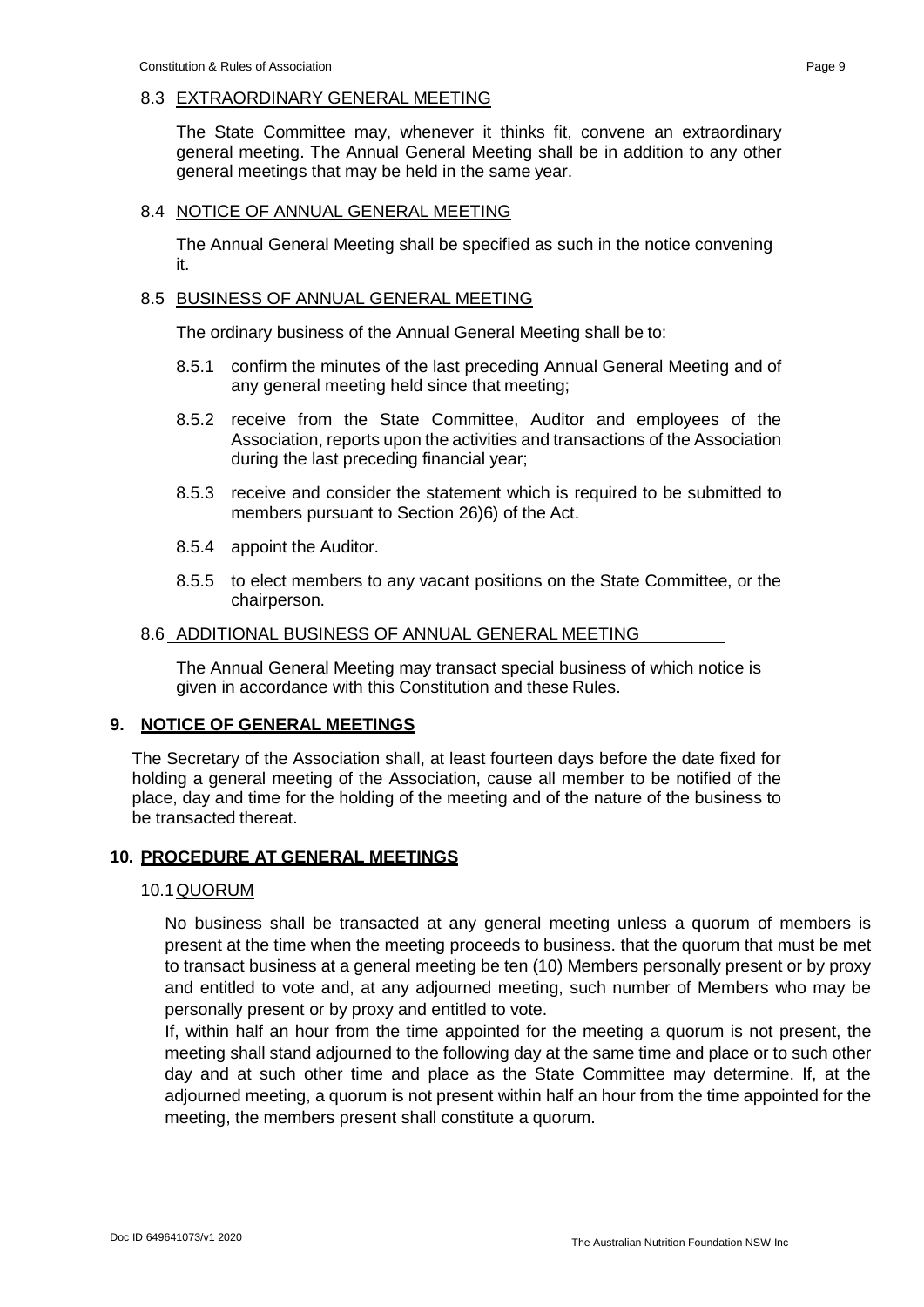### 8.3 EXTRAORDINARY GENERAL MEETING

The State Committee may, whenever it thinks fit, convene an extraordinary general meeting. The Annual General Meeting shall be in addition to any other general meetings that may be held in the same year.

### 8.4 NOTICE OF ANNUAL GENERAL MEETING

The Annual General Meeting shall be specified as such in the notice convening it.

### 8.5 BUSINESS OF ANNUAL GENERAL MEETING

The ordinary business of the Annual General Meeting shall be to:

8.5.1 confirm the minutes of the last preceding Annual General Meeting and of any general meeting held since that meeting;

8.5.2 receive from the State Committee, Auditor and employees of the Association, reports upon the activities and transactions of the Association during the last preceding financial year;

8.5.3 receive and consider the statement which is required to be submitted to members pursuant to Section 26)6) of the Act.

8.5.4 appoint the Auditor.

8.5.5 to elect members to any vacant positions on the State Committee, or the chairperson.

### 8.6 ADDITIONAL BUSINESS OF ANNUAL GENERAL MEETING

The Annual General Meeting may transact special business of which notice is given in accordance with this Constitution and these Rules.

## 9. NOTICE OF GENERAL MEETINGS

The Secretary of the Association shall, at least fourteen days before the date fixed for holding a general meeting of the Association, cause all member to be notified of the place, day and time for the holding of the meeting and of the nature of the business to be transacted thereat.

## 10. PROCEDURE AT GENERAL MEETINGS

### 10.1 QUORUM

No business shall be transacted at any general meeting unless a quorum of members is present at the time when the meeting proceeds to business. that the quorum that must be met to transact business at a general meeting be ten (10) Members personally present or by proxy and entitled to vote and, at any adjourned meeting, such number of Members who may be personally present or by proxy and entitled to vote.

If, within half an hour from the time appointed for the meeting a quorum is not present, the meeting shall stand adjourned to the following day at the same time and place or to such other day and at such other time and place as the State Committee may determine. If, at the adjourned meeting, a quorum is not present within half an hour from the time appointed for the meeting, the members present shall constitute a quorum.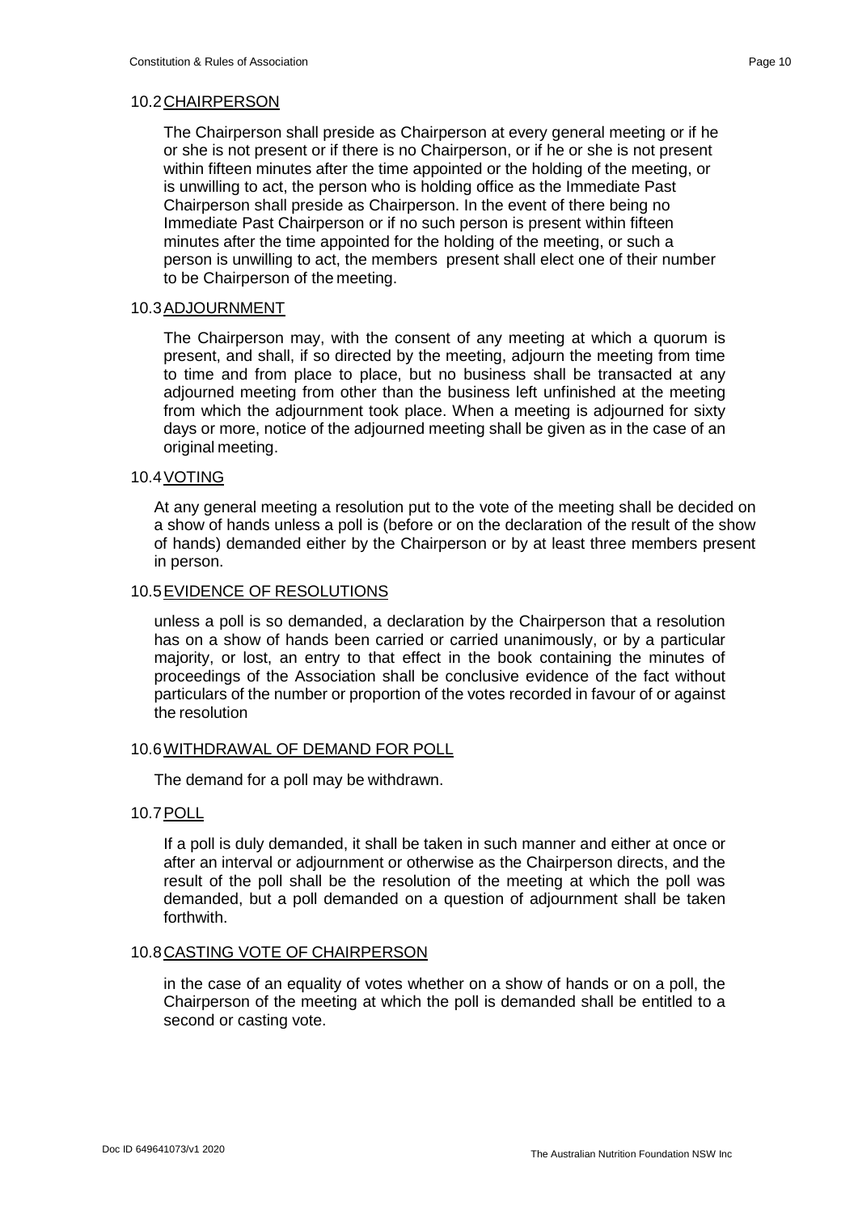### 10.2 CHAIRPERSON

The Chairperson shall preside as Chairperson at every general meeting or if he or she is not present or if there is no Chairperson, or if he or she is not present within fifteen minutes after the time appointed or the holding of the meeting, or is unwilling to act, the person who is holding office as the Immediate Past Chairperson shall preside as Chairperson. In the event of there being no Immediate Past Chairperson or if no such person is present within fifteen minutes after the time appointed for the holding of the meeting, or such a person is unwilling to act, the members present shall elect one of their number to be Chairperson of the meeting.

### 10.3 ADJOURNMENT

The Chairperson may, with the consent of any meeting at which a quorum is present, and shall, if so directed by the meeting, adjourn the meeting from time to time and from place to place, but no business shall be transacted at any adjourned meeting from other than the business left unfinished at the meeting from which the adjournment took place. When a meeting is adjourned for sixty days or more, notice of the adjourned meeting shall be given as in the case of an original meeting.

### 10.4 VOTING

At any general meeting a resolution put to the vote of the meeting shall be decided on a show of hands unless a poll is (before or on the declaration of the result of the show of hands) demanded either by the Chairperson or by at least three members present in person.

### 10.5 EVIDENCE OF RESOLUTIONS

unless a poll is so demanded, a declaration by the Chairperson that a resolution has on a show of hands been carried or carried unanimously, or by a particular majority, or lost, an entry to that effect in the book containing the minutes of proceedings of the Association shall be conclusive evidence of the fact without particulars of the number or proportion of the votes recorded in favour of or against the resolution

### 10.6 WITHDRAWAL OF DEMAND FOR POLL

The demand for a poll may be withdrawn.

### 10.7 POLL

If a poll is duly demanded, it shall be taken in such manner and either at once or after an interval or adjournment or otherwise as the Chairperson directs, and the result of the poll shall be the resolution of the meeting at which the poll was demanded, but a poll demanded on a question of adjournment shall be taken forthwith.

### 10.8 CASTING VOTE OF CHAIRPERSON

in the case of an equality of votes whether on a show of hands or on a poll, the Chairperson of the meeting at which the poll is demanded shall be entitled to a second or casting vote.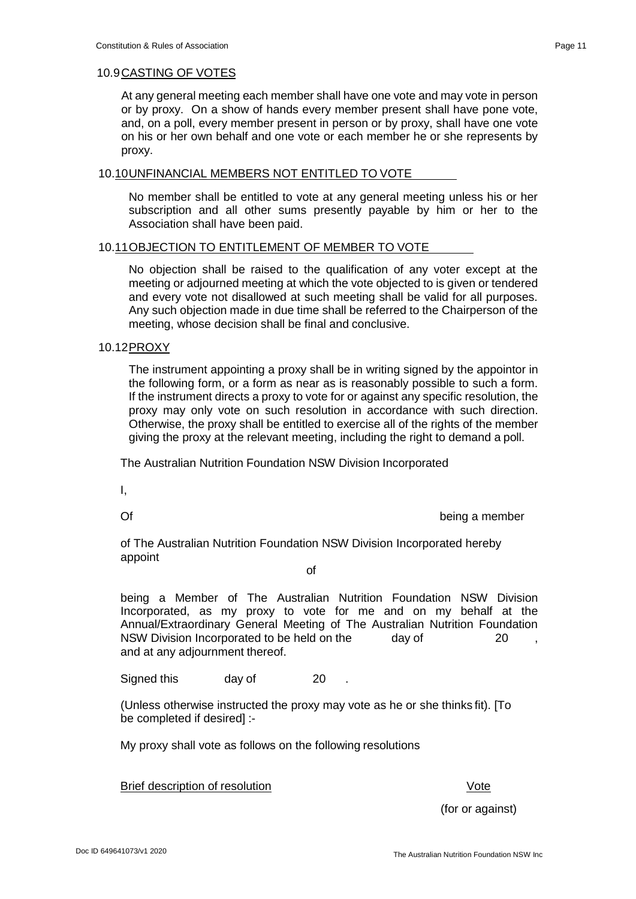## 10.9 CASTING OF VOTES

At any general meeting each member shall have one vote and may vote in person or by proxy. On a show of hands every member present shall have pone vote, and, on a poll, every member present in person or by proxy, shall have one vote on his or her own behalf and one vote or each member he or she represents by proxy.

## 10.10 UNFINANCIAL MEMBERS NOT ENTITLED TO VOTE

No member shall be entitled to vote at any general meeting unless his or her subscription and all other sums presently payable by him or her to the Association shall have been paid.

## 10.11 OBJECTION TO ENTITLEMENT OF MEMBER TO VOTE

No objection shall be raised to the qualification of any voter except at the meeting or adjourned meeting at which the vote objected to is given or tendered and every vote not disallowed at such meeting shall be valid for all purposes. Any such objection made in due time shall be referred to the Chairperson of the meeting, whose decision shall be final and conclusive.

## 10.12 PROXY

The instrument appointing a proxy shall be in writing signed by the appointor in the following form, or a form as near as is reasonably possible to such a form. If the instrument directs a proxy to vote for or against any specific resolution, the proxy may only vote on such resolution in accordance with such direction. Otherwise, the proxy shall be entitled to exercise all of the rights of the member giving the proxy at the relevant meeting, including the right to demand a poll.

The Australian Nutrition Foundation NSW Division Incorporated

I,

Of                                                            being a member

of The Australian Nutrition Foundation NSW Division Incorporated hereby appoint

of

being a Member of The Australian Nutrition Foundation NSW Division Incorporated, as my proxy to vote for me and on my behalf at the Annual/Extraordinary General Meeting of The Australian Nutrition Foundation NSW Division Incorporated to be held on the        day of        20    , and at any adjournment thereof.

Signed this        day of        20    .

(Unless otherwise instructed the proxy may vote as he or she thinks fit). [To be completed if desired] :-

My proxy shall vote as follows on the following resolutions

| Brief description of resolution | Vote (for or against) |
|---|---|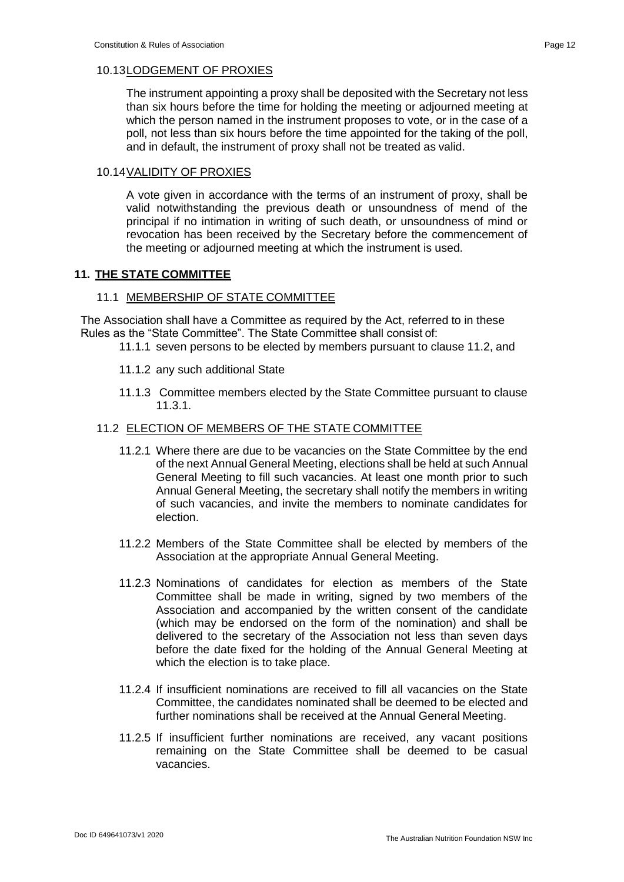### 10.13 LODGEMENT OF PROXIES

The instrument appointing a proxy shall be deposited with the Secretary not less than six hours before the time for holding the meeting or adjourned meeting at which the person named in the instrument proposes to vote, or in the case of a poll, not less than six hours before the time appointed for the taking of the poll, and in default, the instrument of proxy shall not be treated as valid.

### 10.14 VALIDITY OF PROXIES

A vote given in accordance with the terms of an instrument of proxy, shall be valid notwithstanding the previous death or unsoundness of mend of the principal if no intimation in writing of such death, or unsoundness of mind or revocation has been received by the Secretary before the commencement of the meeting or adjourned meeting at which the instrument is used.

## 11. THE STATE COMMITTEE

### 11.1 MEMBERSHIP OF STATE COMMITTEE

The Association shall have a Committee as required by the Act, referred to in these Rules as the "State Committee". The State Committee shall consist of:

11.1.1 seven persons to be elected by members pursuant to clause 11.2, and

11.1.2 any such additional State

11.1.3 Committee members elected by the State Committee pursuant to clause 11.3.1.

### 11.2 ELECTION OF MEMBERS OF THE STATE COMMITTEE

11.2.1 Where there are due to be vacancies on the State Committee by the end of the next Annual General Meeting, elections shall be held at such Annual General Meeting to fill such vacancies. At least one month prior to such Annual General Meeting, the secretary shall notify the members in writing of such vacancies, and invite the members to nominate candidates for election.

11.2.2 Members of the State Committee shall be elected by members of the Association at the appropriate Annual General Meeting.

11.2.3 Nominations of candidates for election as members of the State Committee shall be made in writing, signed by two members of the Association and accompanied by the written consent of the candidate (which may be endorsed on the form of the nomination) and shall be delivered to the secretary of the Association not less than seven days before the date fixed for the holding of the Annual General Meeting at which the election is to take place.

11.2.4 If insufficient nominations are received to fill all vacancies on the State Committee, the candidates nominated shall be deemed to be elected and further nominations shall be received at the Annual General Meeting.

11.2.5 If insufficient further nominations are received, any vacant positions remaining on the State Committee shall be deemed to be casual vacancies.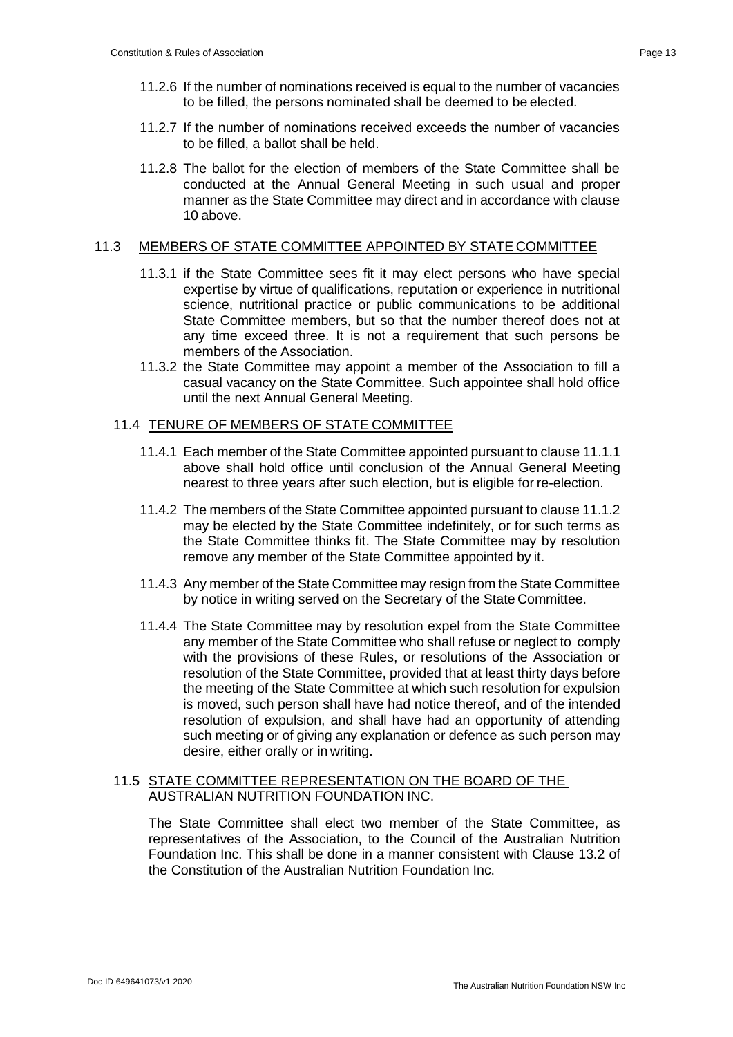11.2.6 If the number of nominations received is equal to the number of vacancies to be filled, the persons nominated shall be deemed to be elected.

11.2.7 If the number of nominations received exceeds the number of vacancies to be filled, a ballot shall be held.

11.2.8 The ballot for the election of members of the State Committee shall be conducted at the Annual General Meeting in such usual and proper manner as the State Committee may direct and in accordance with clause 10 above.

### 11.3 MEMBERS OF STATE COMMITTEE APPOINTED BY STATE COMMITTEE

11.3.1 if the State Committee sees fit it may elect persons who have special expertise by virtue of qualifications, reputation or experience in nutritional science, nutritional practice or public communications to be additional State Committee members, but so that the number thereof does not at any time exceed three. It is not a requirement that such persons be members of the Association.

11.3.2 the State Committee may appoint a member of the Association to fill a casual vacancy on the State Committee. Such appointee shall hold office until the next Annual General Meeting.

### 11.4 TENURE OF MEMBERS OF STATE COMMITTEE

11.4.1 Each member of the State Committee appointed pursuant to clause 11.1.1 above shall hold office until conclusion of the Annual General Meeting nearest to three years after such election, but is eligible for re-election.

11.4.2 The members of the State Committee appointed pursuant to clause 11.1.2 may be elected by the State Committee indefinitely, or for such terms as the State Committee thinks fit. The State Committee may by resolution remove any member of the State Committee appointed by it.

11.4.3 Any member of the State Committee may resign from the State Committee by notice in writing served on the Secretary of the State Committee.

11.4.4 The State Committee may by resolution expel from the State Committee any member of the State Committee who shall refuse or neglect to comply with the provisions of these Rules, or resolutions of the Association or resolution of the State Committee, provided that at least thirty days before the meeting of the State Committee at which such resolution for expulsion is moved, such person shall have had notice thereof, and of the intended resolution of expulsion, and shall have had an opportunity of attending such meeting or of giving any explanation or defence as such person may desire, either orally or in writing.

### 11.5 STATE COMMITTEE REPRESENTATION ON THE BOARD OF THE AUSTRALIAN NUTRITION FOUNDATION INC.

The State Committee shall elect two member of the State Committee, as representatives of the Association, to the Council of the Australian Nutrition Foundation Inc. This shall be done in a manner consistent with Clause 13.2 of the Constitution of the Australian Nutrition Foundation Inc.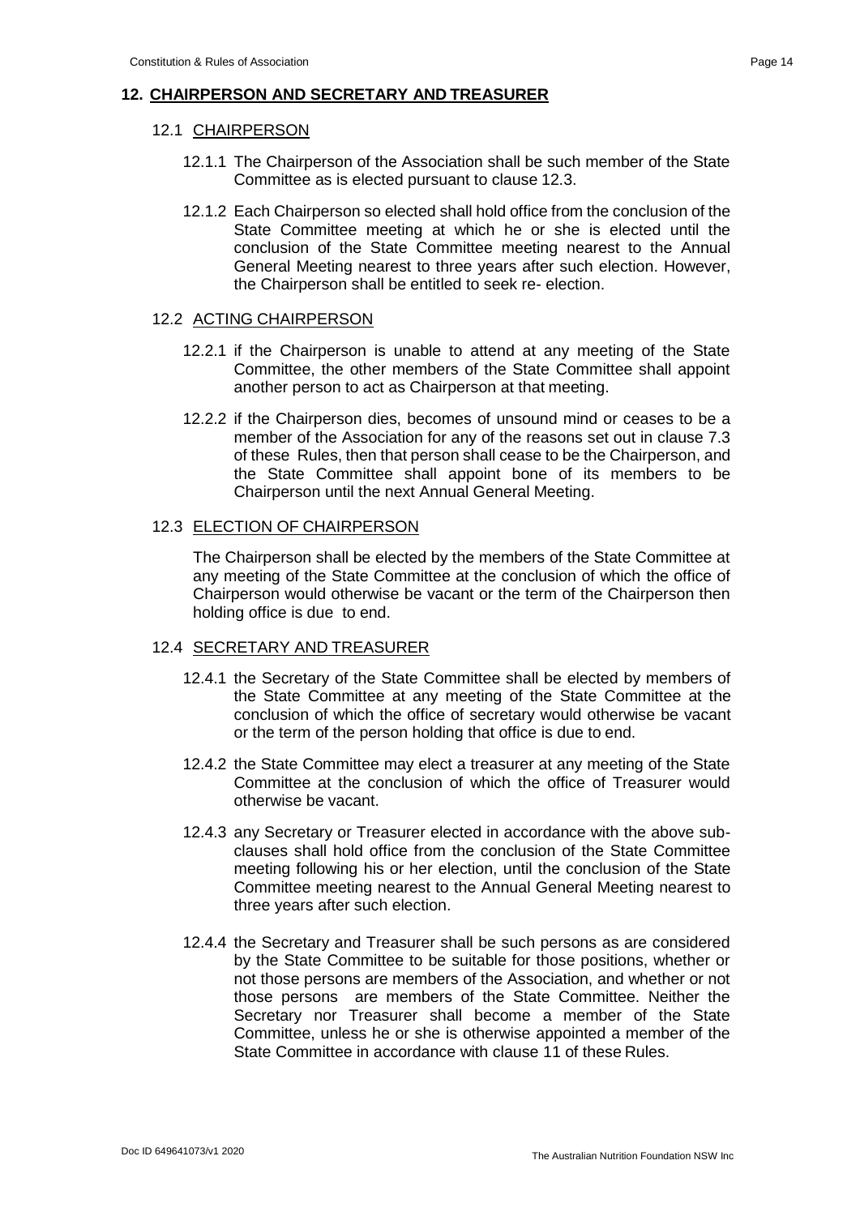## 12. CHAIRPERSON AND SECRETARY AND TREASURER

### 12.1 CHAIRPERSON

12.1.1 The Chairperson of the Association shall be such member of the State Committee as is elected pursuant to clause 12.3.

12.1.2 Each Chairperson so elected shall hold office from the conclusion of the State Committee meeting at which he or she is elected until the conclusion of the State Committee meeting nearest to the Annual General Meeting nearest to three years after such election. However, the Chairperson shall be entitled to seek re- election.

### 12.2 ACTING CHAIRPERSON

12.2.1 if the Chairperson is unable to attend at any meeting of the State Committee, the other members of the State Committee shall appoint another person to act as Chairperson at that meeting.

12.2.2 if the Chairperson dies, becomes of unsound mind or ceases to be a member of the Association for any of the reasons set out in clause 7.3 of these Rules, then that person shall cease to be the Chairperson, and the State Committee shall appoint bone of its members to be Chairperson until the next Annual General Meeting.

### 12.3 ELECTION OF CHAIRPERSON

The Chairperson shall be elected by the members of the State Committee at any meeting of the State Committee at the conclusion of which the office of Chairperson would otherwise be vacant or the term of the Chairperson then holding office is due to end.

### 12.4 SECRETARY AND TREASURER

12.4.1 the Secretary of the State Committee shall be elected by members of the State Committee at any meeting of the State Committee at the conclusion of which the office of secretary would otherwise be vacant or the term of the person holding that office is due to end.

12.4.2 the State Committee may elect a treasurer at any meeting of the State Committee at the conclusion of which the office of Treasurer would otherwise be vacant.

12.4.3 any Secretary or Treasurer elected in accordance with the above sub-clauses shall hold office from the conclusion of the State Committee meeting following his or her election, until the conclusion of the State Committee meeting nearest to the Annual General Meeting nearest to three years after such election.

12.4.4 the Secretary and Treasurer shall be such persons as are considered by the State Committee to be suitable for those positions, whether or not those persons are members of the Association, and whether or not those persons are members of the State Committee. Neither the Secretary nor Treasurer shall become a member of the State Committee, unless he or she is otherwise appointed a member of the State Committee in accordance with clause 11 of these Rules.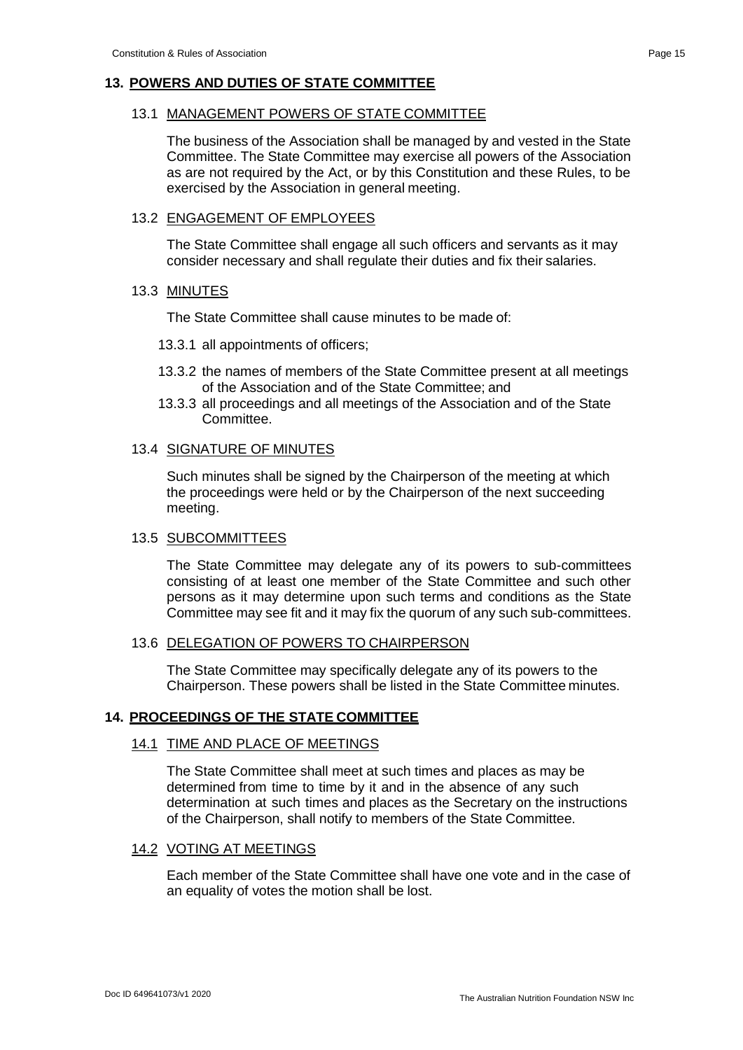## 13. POWERS AND DUTIES OF STATE COMMITTEE

### 13.1 MANAGEMENT POWERS OF STATE COMMITTEE

The business of the Association shall be managed by and vested in the State Committee. The State Committee may exercise all powers of the Association as are not required by the Act, or by this Constitution and these Rules, to be exercised by the Association in general meeting.

### 13.2 ENGAGEMENT OF EMPLOYEES

The State Committee shall engage all such officers and servants as it may consider necessary and shall regulate their duties and fix their salaries.

### 13.3 MINUTES

The State Committee shall cause minutes to be made of:

13.3.1 all appointments of officers;

13.3.2 the names of members of the State Committee present at all meetings of the Association and of the State Committee; and

13.3.3 all proceedings and all meetings of the Association and of the State Committee.

### 13.4 SIGNATURE OF MINUTES

Such minutes shall be signed by the Chairperson of the meeting at which the proceedings were held or by the Chairperson of the next succeeding meeting.

### 13.5 SUBCOMMITTEES

The State Committee may delegate any of its powers to sub-committees consisting of at least one member of the State Committee and such other persons as it may determine upon such terms and conditions as the State Committee may see fit and it may fix the quorum of any such sub-committees.

### 13.6 DELEGATION OF POWERS TO CHAIRPERSON

The State Committee may specifically delegate any of its powers to the Chairperson. These powers shall be listed in the State Committee minutes.

## 14. PROCEEDINGS OF THE STATE COMMITTEE

### 14.1 TIME AND PLACE OF MEETINGS

The State Committee shall meet at such times and places as may be determined from time to time by it and in the absence of any such determination at such times and places as the Secretary on the instructions of the Chairperson, shall notify to members of the State Committee.

### 14.2 VOTING AT MEETINGS

Each member of the State Committee shall have one vote and in the case of an equality of votes the motion shall be lost.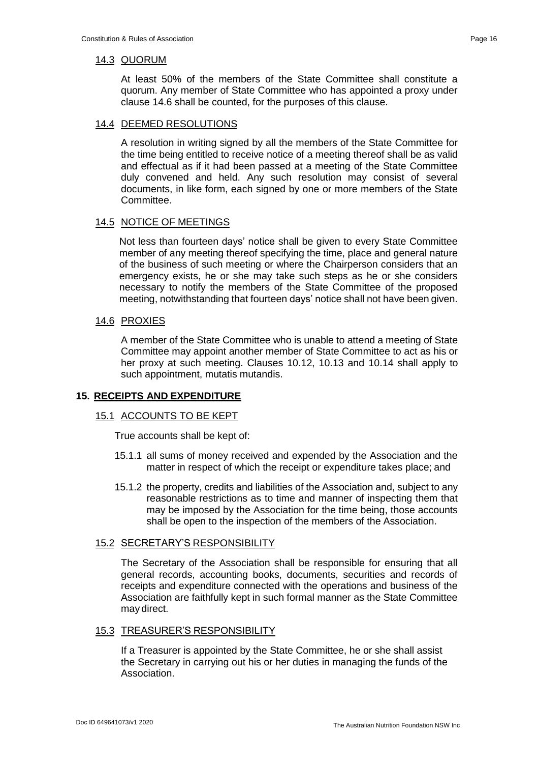### 14.3 QUORUM

At least 50% of the members of the State Committee shall constitute a quorum. Any member of State Committee who has appointed a proxy under clause 14.6 shall be counted, for the purposes of this clause.

### 14.4 DEEMED RESOLUTIONS

A resolution in writing signed by all the members of the State Committee for the time being entitled to receive notice of a meeting thereof shall be as valid and effectual as if it had been passed at a meeting of the State Committee duly convened and held. Any such resolution may consist of several documents, in like form, each signed by one or more members of the State Committee.

### 14.5 NOTICE OF MEETINGS

Not less than fourteen days' notice shall be given to every State Committee member of any meeting thereof specifying the time, place and general nature of the business of such meeting or where the Chairperson considers that an emergency exists, he or she may take such steps as he or she considers necessary to notify the members of the State Committee of the proposed meeting, notwithstanding that fourteen days' notice shall not have been given.

### 14.6 PROXIES

A member of the State Committee who is unable to attend a meeting of State Committee may appoint another member of State Committee to act as his or her proxy at such meeting. Clauses 10.12, 10.13 and 10.14 shall apply to such appointment, mutatis mutandis.

## 15. RECEIPTS AND EXPENDITURE

### 15.1 ACCOUNTS TO BE KEPT

True accounts shall be kept of:

15.1.1 all sums of money received and expended by the Association and the matter in respect of which the receipt or expenditure takes place; and

15.1.2 the property, credits and liabilities of the Association and, subject to any reasonable restrictions as to time and manner of inspecting them that may be imposed by the Association for the time being, those accounts shall be open to the inspection of the members of the Association.

### 15.2 SECRETARY'S RESPONSIBILITY

The Secretary of the Association shall be responsible for ensuring that all general records, accounting books, documents, securities and records of receipts and expenditure connected with the operations and business of the Association are faithfully kept in such formal manner as the State Committee may direct.

### 15.3 TREASURER'S RESPONSIBILITY

If a Treasurer is appointed by the State Committee, he or she shall assist the Secretary in carrying out his or her duties in managing the funds of the Association.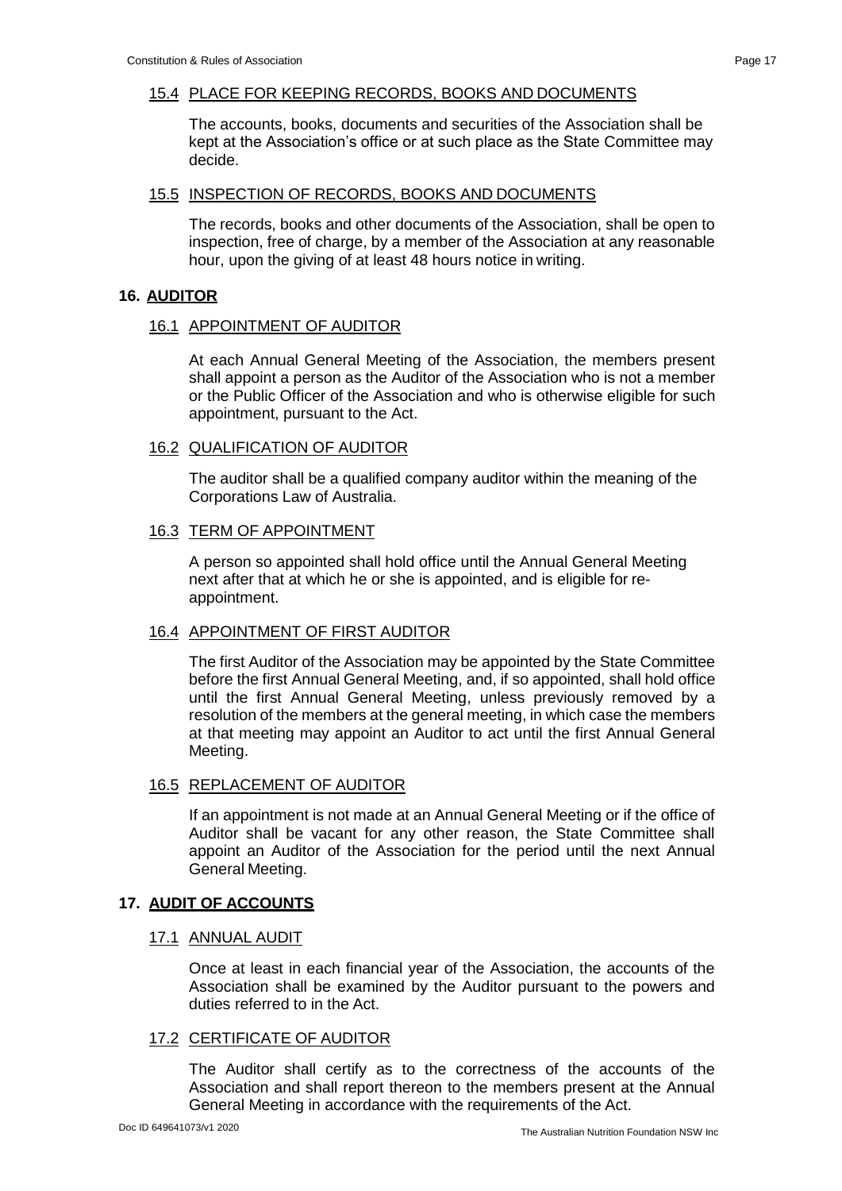### 15.4 PLACE FOR KEEPING RECORDS, BOOKS AND DOCUMENTS

The accounts, books, documents and securities of the Association shall be kept at the Association's office or at such place as the State Committee may decide.

### 15.5 INSPECTION OF RECORDS, BOOKS AND DOCUMENTS

The records, books and other documents of the Association, shall be open to inspection, free of charge, by a member of the Association at any reasonable hour, upon the giving of at least 48 hours notice in writing.

## 16. AUDITOR

### 16.1 APPOINTMENT OF AUDITOR

At each Annual General Meeting of the Association, the members present shall appoint a person as the Auditor of the Association who is not a member or the Public Officer of the Association and who is otherwise eligible for such appointment, pursuant to the Act.

### 16.2 QUALIFICATION OF AUDITOR

The auditor shall be a qualified company auditor within the meaning of the Corporations Law of Australia.

### 16.3 TERM OF APPOINTMENT

A person so appointed shall hold office until the Annual General Meeting next after that at which he or she is appointed, and is eligible for re-appointment.

### 16.4 APPOINTMENT OF FIRST AUDITOR

The first Auditor of the Association may be appointed by the State Committee before the first Annual General Meeting, and, if so appointed, shall hold office until the first Annual General Meeting, unless previously removed by a resolution of the members at the general meeting, in which case the members at that meeting may appoint an Auditor to act until the first Annual General Meeting.

### 16.5 REPLACEMENT OF AUDITOR

If an appointment is not made at an Annual General Meeting or if the office of Auditor shall be vacant for any other reason, the State Committee shall appoint an Auditor of the Association for the period until the next Annual General Meeting.

## 17. AUDIT OF ACCOUNTS

### 17.1 ANNUAL AUDIT

Once at least in each financial year of the Association, the accounts of the Association shall be examined by the Auditor pursuant to the powers and duties referred to in the Act.

### 17.2 CERTIFICATE OF AUDITOR

The Auditor shall certify as to the correctness of the accounts of the Association and shall report thereon to the members present at the Annual General Meeting in accordance with the requirements of the Act.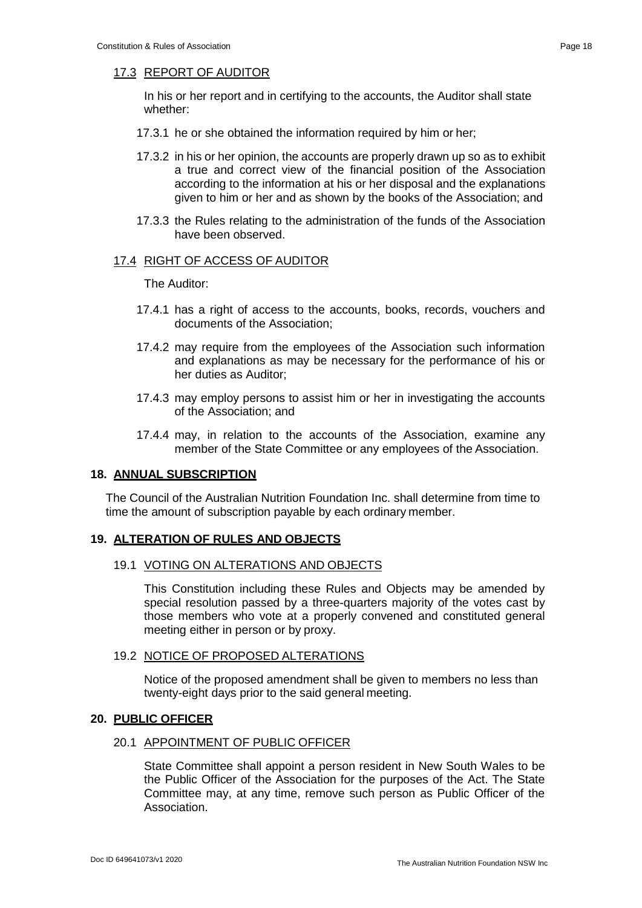#### 17.3 REPORT OF AUDITOR

In his or her report and in certifying to the accounts, the Auditor shall state whether:

17.3.1 he or she obtained the information required by him or her;

17.3.2 in his or her opinion, the accounts are properly drawn up so as to exhibit a true and correct view of the financial position of the Association according to the information at his or her disposal and the explanations given to him or her and as shown by the books of the Association; and

17.3.3 the Rules relating to the administration of the funds of the Association have been observed.

#### 17.4 RIGHT OF ACCESS OF AUDITOR

The Auditor:

17.4.1 has a right of access to the accounts, books, records, vouchers and documents of the Association;

17.4.2 may require from the employees of the Association such information and explanations as may be necessary for the performance of his or her duties as Auditor;

17.4.3 may employ persons to assist him or her in investigating the accounts of the Association; and

17.4.4 may, in relation to the accounts of the Association, examine any member of the State Committee or any employees of the Association.

### 18. ANNUAL SUBSCRIPTION

The Council of the Australian Nutrition Foundation Inc. shall determine from time to time the amount of subscription payable by each ordinary member.

### 19. ALTERATION OF RULES AND OBJECTS

#### 19.1 VOTING ON ALTERATIONS AND OBJECTS

This Constitution including these Rules and Objects may be amended by special resolution passed by a three-quarters majority of the votes cast by those members who vote at a properly convened and constituted general meeting either in person or by proxy.

#### 19.2 NOTICE OF PROPOSED ALTERATIONS

Notice of the proposed amendment shall be given to members no less than twenty-eight days prior to the said general meeting.

### 20. PUBLIC OFFICER

#### 20.1 APPOINTMENT OF PUBLIC OFFICER

State Committee shall appoint a person resident in New South Wales to be the Public Officer of the Association for the purposes of the Act. The State Committee may, at any time, remove such person as Public Officer of the Association.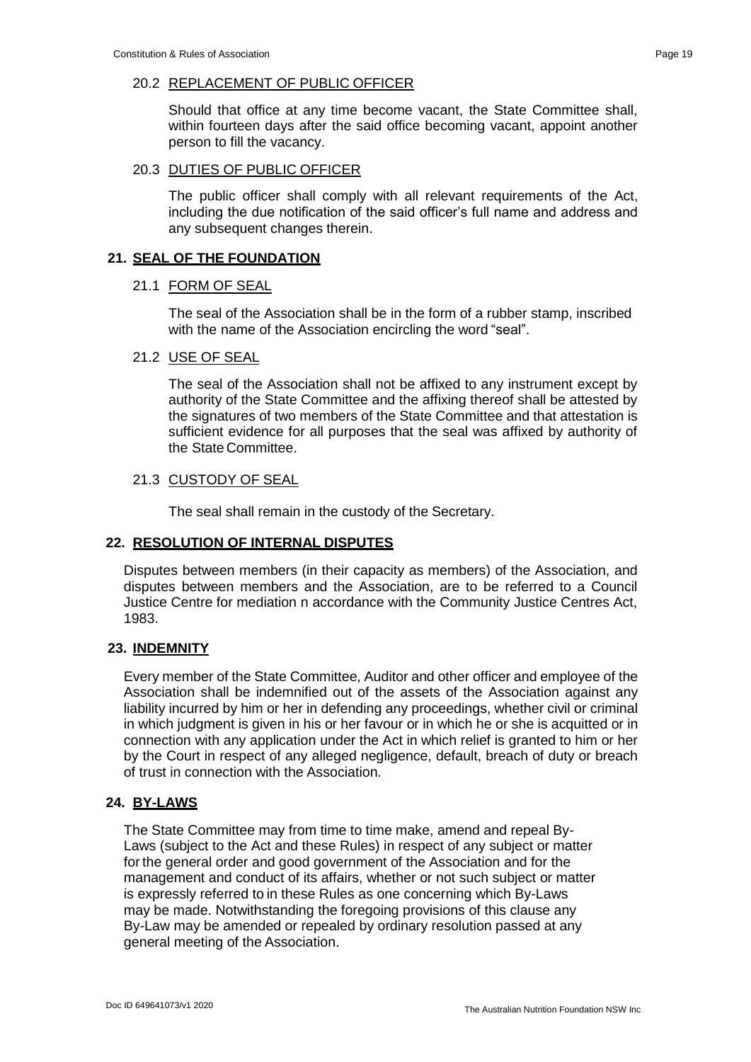#### 20.2 REPLACEMENT OF PUBLIC OFFICER

Should that office at any time become vacant, the State Committee shall, within fourteen days after the said office becoming vacant, appoint another person to fill the vacancy.

#### 20.3 DUTIES OF PUBLIC OFFICER

The public officer shall comply with all relevant requirements of the Act, including the due notification of the said officer's full name and address and any subsequent changes therein.

### 21. SEAL OF THE FOUNDATION

#### 21.1 FORM OF SEAL

The seal of the Association shall be in the form of a rubber stamp, inscribed with the name of the Association encircling the word "seal".

#### 21.2 USE OF SEAL

The seal of the Association shall not be affixed to any instrument except by authority of the State Committee and the affixing thereof shall be attested by the signatures of two members of the State Committee and that attestation is sufficient evidence for all purposes that the seal was affixed by authority of the State Committee.

#### 21.3 CUSTODY OF SEAL

The seal shall remain in the custody of the Secretary.

### 22. RESOLUTION OF INTERNAL DISPUTES

Disputes between members (in their capacity as members) of the Association, and disputes between members and the Association, are to be referred to a Council Justice Centre for mediation n accordance with the Community Justice Centres Act, 1983.

### 23. INDEMNITY

Every member of the State Committee, Auditor and other officer and employee of the Association shall be indemnified out of the assets of the Association against any liability incurred by him or her in defending any proceedings, whether civil or criminal in which judgment is given in his or her favour or in which he or she is acquitted or in connection with any application under the Act in which relief is granted to him or her by the Court in respect of any alleged negligence, default, breach of duty or breach of trust in connection with the Association.

### 24. BY-LAWS

The State Committee may from time to time make, amend and repeal By-Laws (subject to the Act and these Rules) in respect of any subject or matter for the general order and good government of the Association and for the management and conduct of its affairs, whether or not such subject or matter is expressly referred to in these Rules as one concerning which By-Laws may be made. Notwithstanding the foregoing provisions of this clause any By-Law may be amended or repealed by ordinary resolution passed at any general meeting of the Association.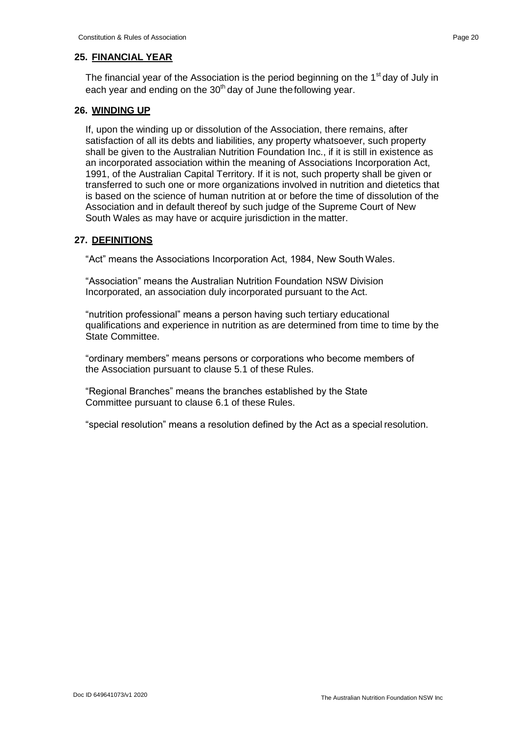## 25. FINANCIAL YEAR

The financial year of the Association is the period beginning on the 1st day of July in each year and ending on the 30th day of June the following year.

## 26. WINDING UP

If, upon the winding up or dissolution of the Association, there remains, after satisfaction of all its debts and liabilities, any property whatsoever, such property shall be given to the Australian Nutrition Foundation Inc., if it is still in existence as an incorporated association within the meaning of Associations Incorporation Act, 1991, of the Australian Capital Territory. If it is not, such property shall be given or transferred to such one or more organizations involved in nutrition and dietetics that is based on the science of human nutrition at or before the time of dissolution of the Association and in default thereof by such judge of the Supreme Court of New South Wales as may have or acquire jurisdiction in the matter.

## 27. DEFINITIONS

"Act" means the Associations Incorporation Act, 1984, New South Wales.

"Association" means the Australian Nutrition Foundation NSW Division Incorporated, an association duly incorporated pursuant to the Act.

"nutrition professional" means a person having such tertiary educational qualifications and experience in nutrition as are determined from time to time by the State Committee.

"ordinary members" means persons or corporations who become members of the Association pursuant to clause 5.1 of these Rules.

"Regional Branches" means the branches established by the State Committee pursuant to clause 6.1 of these Rules.

"special resolution" means a resolution defined by the Act as a special resolution.